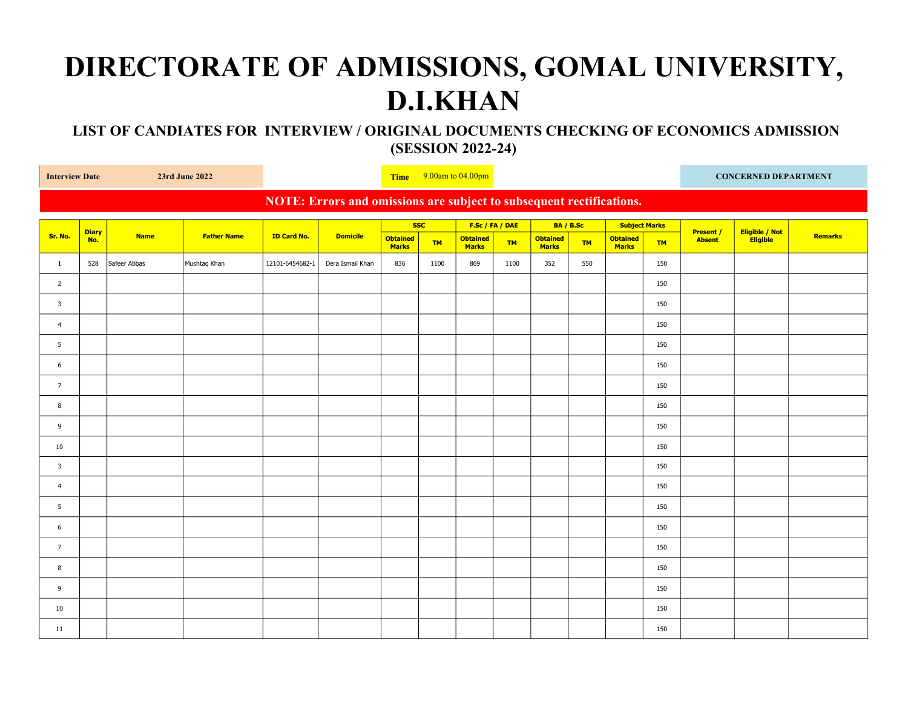# DIRECTORATE OF ADMISSIONS, GOMAL UNIVERSITY, D.I.KHAN

## LIST OF CANDIATES FOR INTERVIEW / ORIGINAL DOCUMENTS CHECKING OF ECONOMICS ADMISSION (SESSION 2022-24)

**Interview Date** **23rd June 2022** **Time** 9.00am to 04.00pm **CONCERNED DEPARTMENT**

**NOTE: Errors and omissions are subject to subsequent rectifications.**

| Sr. No. | Diary No. | Name | Father Name | ID Card No. | Domicile | SSC | | F.Sc / FA / DAE | | BA / B.Sc | | Subject Marks | | Present / Absent | Eligible / Not Eligible | Remarks |
|---|---|---|---|---|---|---|---|---|---|---|---|---|---|---|---|---|
| | | | | | | Obtained Marks | TM | Obtained Marks | TM | Obtained Marks | TM | Obtained Marks | TM | | | |
| 1 | 528 | Safeer Abbas | Mushtaq Khan | 12101-6454682-1 | Dera Ismail Khan | 836 | 1100 | 869 | 1100 | 352 | 550 | | 150 | | | |
| 2 | | | | | | | | | | | | | 150 | | | |
| 3 | | | | | | | | | | | | | 150 | | | |
| 4 | | | | | | | | | | | | | 150 | | | |
| 5 | | | | | | | | | | | | | 150 | | | |
| 6 | | | | | | | | | | | | | 150 | | | |
| 7 | | | | | | | | | | | | | 150 | | | |
| 8 | | | | | | | | | | | | | 150 | | | |
| 9 | | | | | | | | | | | | | 150 | | | |
| 10 | | | | | | | | | | | | | 150 | | | |
| 3 | | | | | | | | | | | | | 150 | | | |
| 4 | | | | | | | | | | | | | 150 | | | |
| 5 | | | | | | | | | | | | | 150 | | | |
| 6 | | | | | | | | | | | | | 150 | | | |
| 7 | | | | | | | | | | | | | 150 | | | |
| 8 | | | | | | | | | | | | | 150 | | | |
| 9 | | | | | | | | | | | | | 150 | | | |
| 10 | | | | | | | | | | | | | 150 | | | |
| 11 | | | | | | | | | | | | | 150 | | | |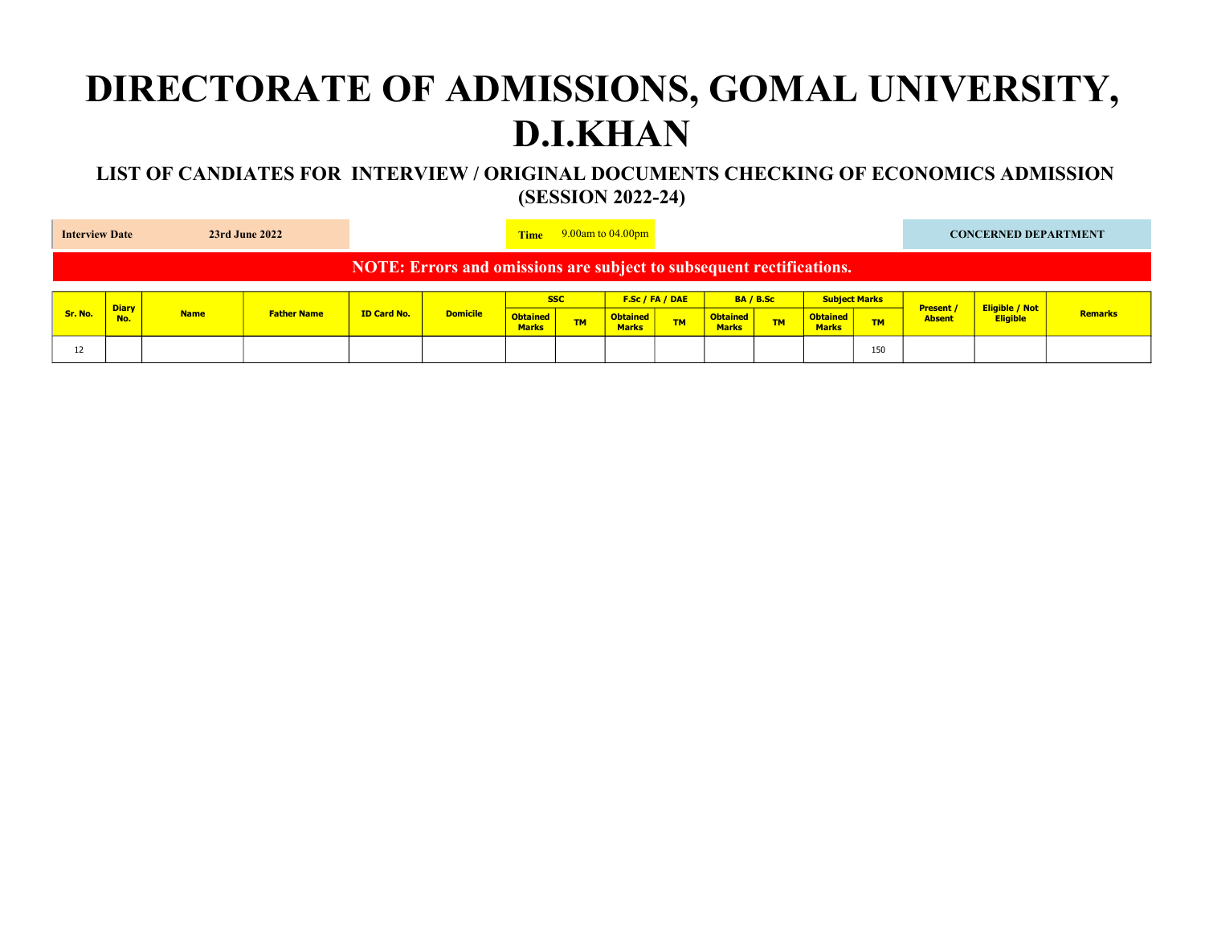# DIRECTORATE OF ADMISSIONS, GOMAL UNIVERSITY, D.I.KHAN

## LIST OF CANDIATES FOR INTERVIEW / ORIGINAL DOCUMENTS CHECKING OF ECONOMICS ADMISSION (SESSION 2022-24)

**Interview Date** **23rd June 2022** | **Time** 9.00am to 04.00pm | **CONCERNED DEPARTMENT**

**NOTE: Errors and omissions are subject to subsequent rectifications.**

| Sr. No. | Diary No. | Name | Father Name | ID Card No. | Domicile | SSC | | F.Sc / FA / DAE | | BA / B.Sc | | Subject Marks | | Present / Absent | Eligible / Not Eligible | Remarks |
|---|---|---|---|---|---|---|---|---|---|---|---|---|---|---|---|---|
| | | | | | | Obtained Marks | TM | Obtained Marks | TM | Obtained Marks | TM | Obtained Marks | TM | | | |
| 12 | | | | | | | | | | | | | 150 | | | |